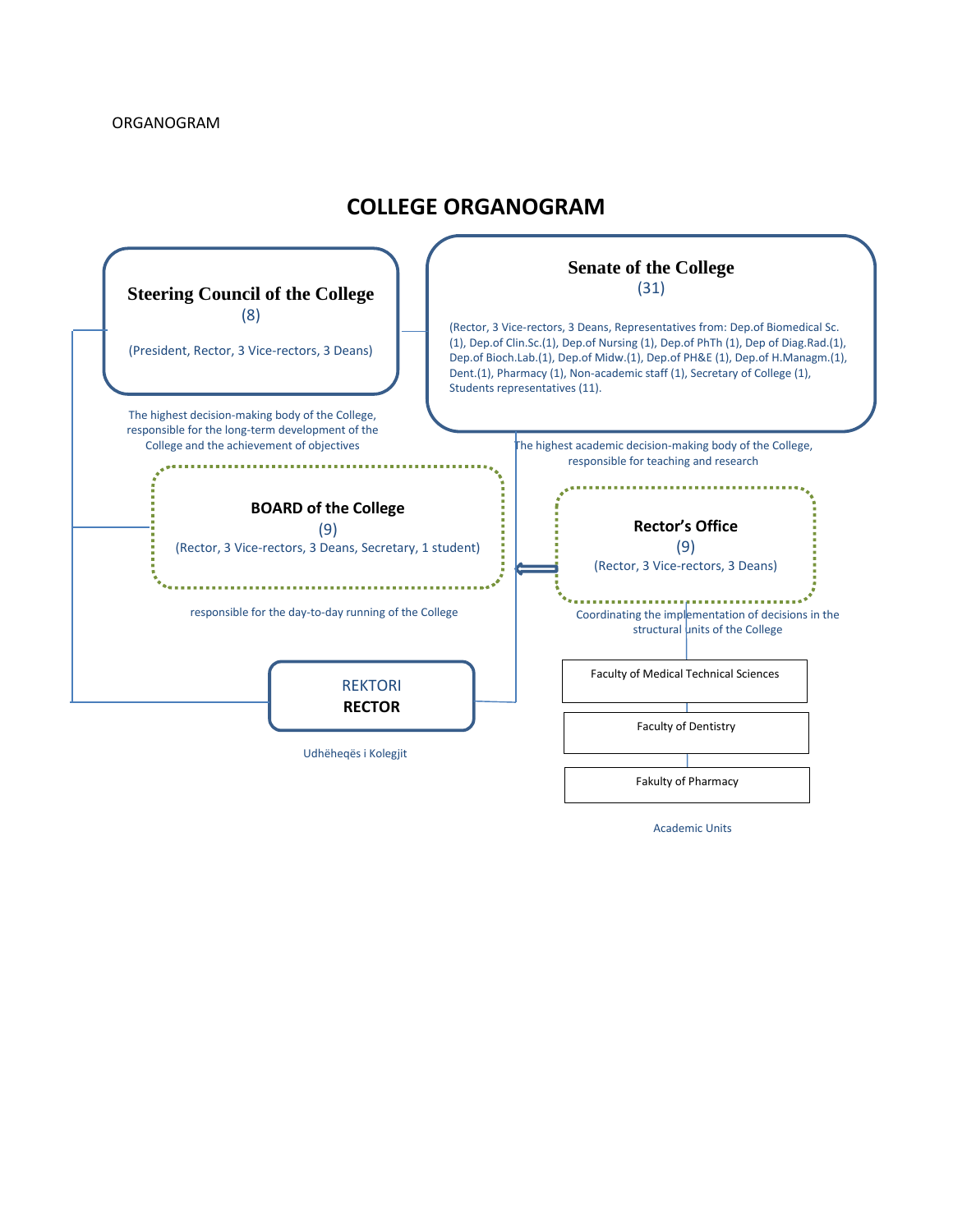ORGANOGRAM

# COLLEGE ORGANOGRAM

**Steering Council of the College**
(8)

(President, Rector, 3 Vice-rectors, 3 Deans)

The highest decision-making body of the College, responsible for the long-term development of the College and the achievement of objectives

**Senate of the College**
(31)

(Rector, 3 Vice-rectors, 3 Deans, Representatives from: Dep.of Biomedical Sc.(1), Dep.of Clin.Sc.(1), Dep.of Nursing (1), Dep.of PhTh (1), Dep of Diag.Rad.(1), Dep.of Bioch.Lab.(1), Dep.of Midw.(1), Dep.of PH&E (1), Dep.of H.Managm.(1), Dent.(1), Pharmacy (1), Non-academic staff (1), Secretary of College (1), Students representatives (11).

The highest academic decision-making body of the College, responsible for teaching and research

**BOARD of the College**
(9)
(Rector, 3 Vice-rectors, 3 Deans, Secretary, 1 student)

responsible for the day-to-day running of the College

**Rector's Office**
(9)
(Rector, 3 Vice-rectors, 3 Deans)

Coordinating the implementation of decisions in the structural units of the College

REKTORI
**RECTOR**

Udhëheqës i Kolegjit

Faculty of Medical Technical Sciences

Faculty of Dentistry

Fakulty of Pharmacy

Academic Units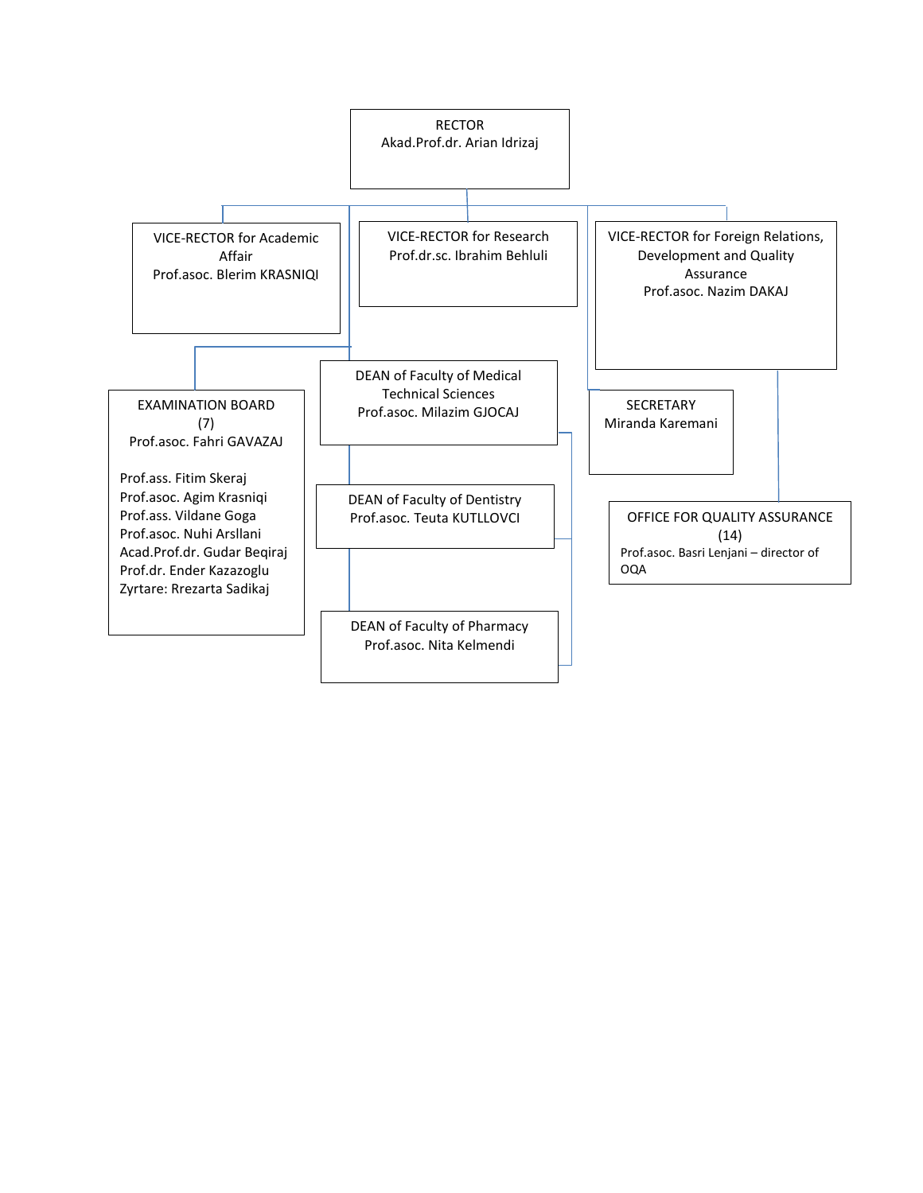RECTOR
Akad.Prof.dr. Arian Idrizaj

VICE-RECTOR for Academic Affair
Prof.asoc. Blerim KRASNIQI

VICE-RECTOR for Research
Prof.dr.sc. Ibrahim Behluli

VICE-RECTOR for Foreign Relations, Development and Quality Assurance
Prof.asoc. Nazim DAKAJ

EXAMINATION BOARD
(7)
Prof.asoc. Fahri GAVAZAJ

Prof.ass. Fitim Skeraj
Prof.asoc. Agim Krasniqi
Prof.ass. Vildane Goga
Prof.asoc. Nuhi Arsllani
Acad.Prof.dr. Gudar Beqiraj
Prof.dr. Ender Kazazoglu
Zyrtare: Rrezarta Sadikaj

DEAN of Faculty of Medical Technical Sciences
Prof.asoc. Milazim GJOCAJ

DEAN of Faculty of Dentistry
Prof.asoc. Teuta KUTLLOVCI

DEAN of Faculty of Pharmacy
Prof.asoc. Nita Kelmendi

SECRETARY
Miranda Karemani

OFFICE FOR QUALITY ASSURANCE
(14)
Prof.asoc. Basri Lenjani – director of OQA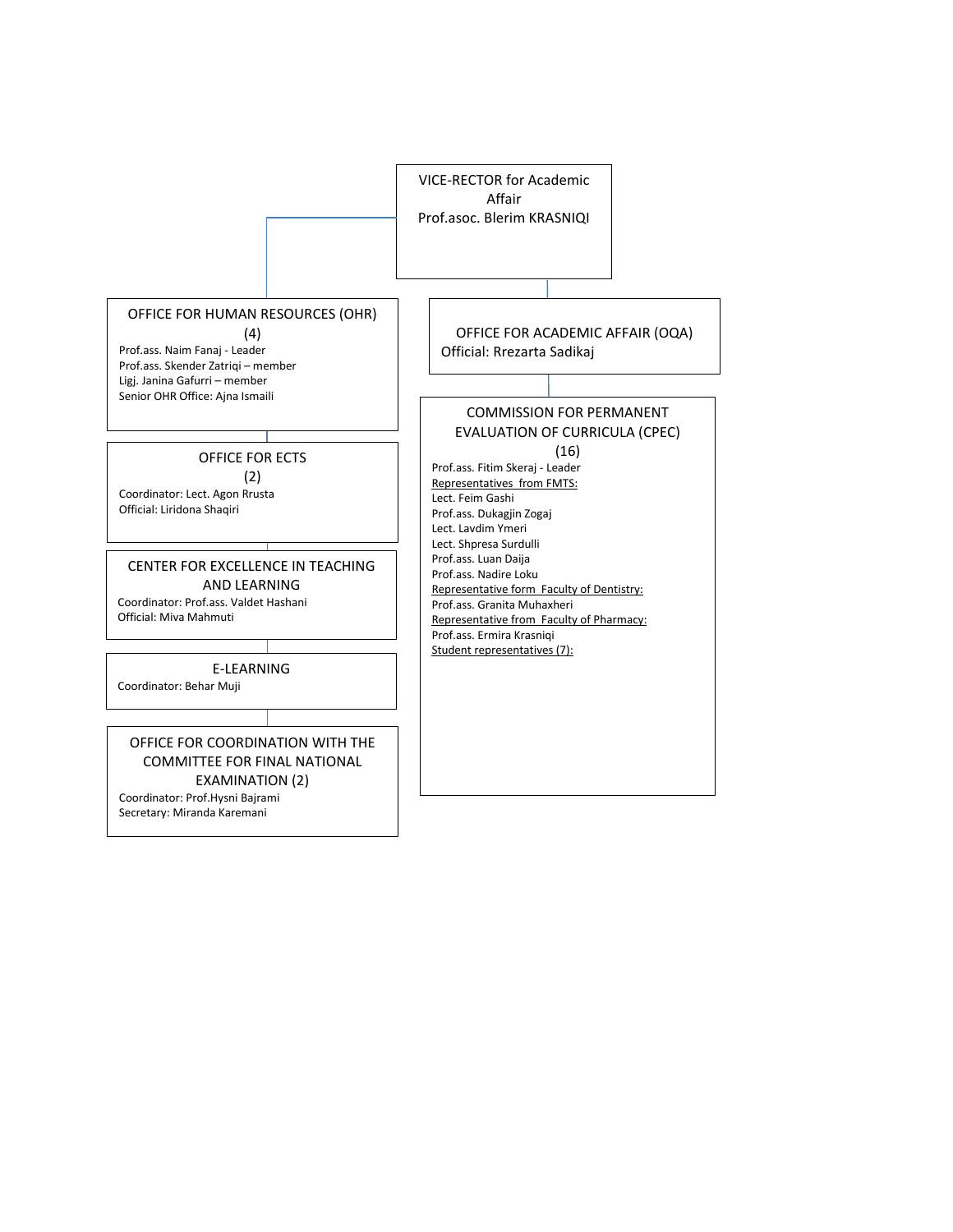## VICE-RECTOR for Academic Affair
Prof.asoc. Blerim KRASNIQI

### OFFICE FOR HUMAN RESOURCES (OHR) (4)

Prof.ass. Naim Fanaj - Leader
Prof.ass. Skender Zatriqi – member
Ligj. Janina Gafurri – member
Senior OHR Office: Ajna Ismaili

### OFFICE FOR ECTS (2)

Coordinator: Lect. Agon Rrusta
Official: Liridona Shaqiri

### CENTER FOR EXCELLENCE IN TEACHING AND LEARNING

Coordinator: Prof.ass. Valdet Hashani
Official: Miva Mahmuti

### E-LEARNING

Coordinator: Behar Muji

### OFFICE FOR COORDINATION WITH THE COMMITTEE FOR FINAL NATIONAL EXAMINATION (2)

Coordinator: Prof.Hysni Bajrami
Secretary: Miranda Karemani

### OFFICE FOR ACADEMIC AFFAIR (OQA)

Official: Rrezarta Sadikaj

### COMMISSION FOR PERMANENT EVALUATION OF CURRICULA (CPEC) (16)

Prof.ass. Fitim Skeraj - Leader

Representatives from FMTS:
Lect. Feim Gashi
Prof.ass. Dukagjin Zogaj
Lect. Lavdim Ymeri
Lect. Shpresa Surdulli
Prof.ass. Luan Daija
Prof.ass. Nadire Loku

Representative form Faculty of Dentistry:
Prof.ass. Granita Muhaxheri

Representative from Faculty of Pharmacy:
Prof.ass. Ermira Krasniqi

Student representatives (7):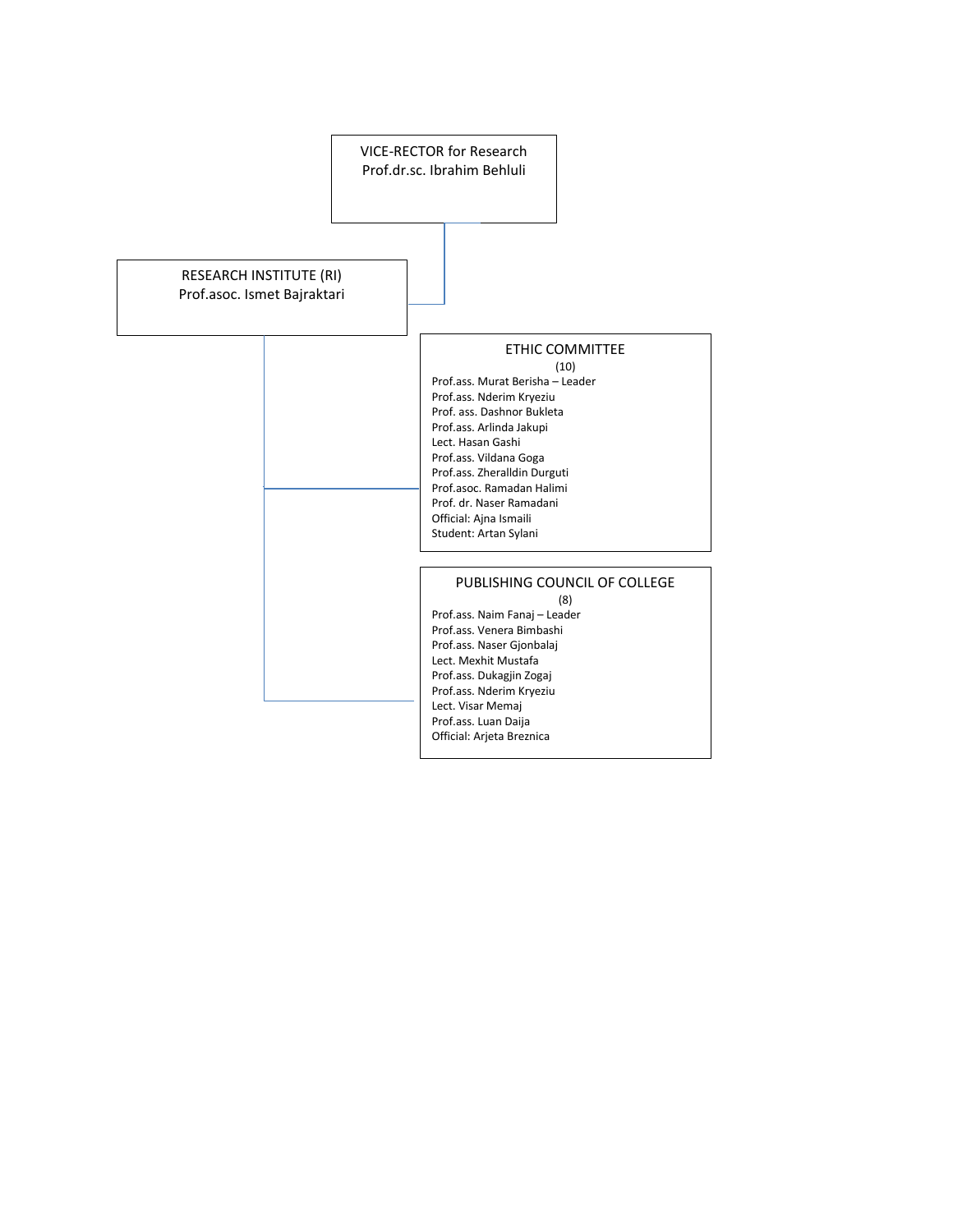VICE-RECTOR for Research
Prof.dr.sc. Ibrahim Behluli

RESEARCH INSTITUTE (RI)
Prof.asoc. Ismet Bajraktari

ETHIC COMMITTEE
(10)

- Prof.ass. Murat Berisha – Leader
- Prof.ass. Nderim Kryeziu
- Prof. ass. Dashnor Bukleta
- Prof.ass. Arlinda Jakupi
- Lect. Hasan Gashi
- Prof.ass. Vildana Goga
- Prof.ass. Zheralldin Durguti
- Prof.asoc. Ramadan Halimi
- Prof. dr. Naser Ramadani
- Official: Ajna Ismaili
- Student: Artan Sylani

PUBLISHING COUNCIL OF COLLEGE
(8)

- Prof.ass. Naim Fanaj – Leader
- Prof.ass. Venera Bimbashi
- Prof.ass. Naser Gjonbalaj
- Lect. Mexhit Mustafa
- Prof.ass. Dukagjin Zogaj
- Prof.ass. Nderim Kryeziu
- Lect. Visar Memaj
- Prof.ass. Luan Daija
- Official: Arjeta Breznica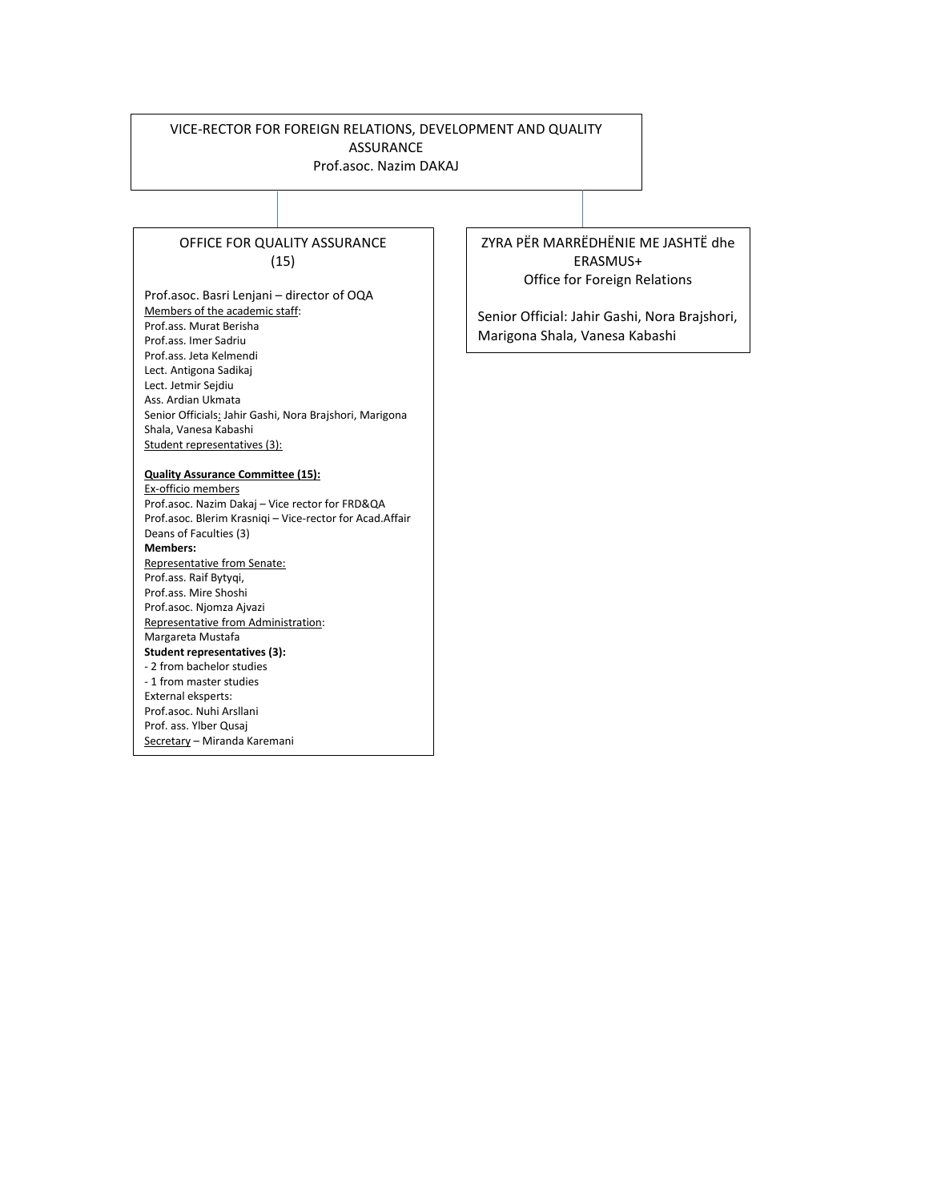VICE-RECTOR FOR FOREIGN RELATIONS, DEVELOPMENT AND QUALITY ASSURANCE
Prof.asoc. Nazim DAKAJ

OFFICE FOR QUALITY ASSURANCE
(15)

Prof.asoc. Basri Lenjani – director of OQA
Members of the academic staff:
Prof.ass. Murat Berisha
Prof.ass. Imer Sadriu
Prof.ass. Jeta Kelmendi
Lect. Antigona Sadikaj
Lect. Jetmir Sejdiu
Ass. Ardian Ukmata
Senior Officials: Jahir Gashi, Nora Brajshori, Marigona Shala, Vanesa Kabashi
Student representatives (3):

**Quality Assurance Committee (15):**
Ex-officio members
Prof.asoc. Nazim Dakaj – Vice rector for FRD&QA
Prof.asoc. Blerim Krasniqi – Vice-rector for Acad.Affair
Deans of Faculties (3)
**Members:**
Representative from Senate:
Prof.ass. Raif Bytyqi,
Prof.ass. Mire Shoshi
Prof.asoc. Njomza Ajvazi
Representative from Administration:
Margareta Mustafa
**Student representatives (3):**
- 2 from bachelor studies
- 1 from master studies
External eksperts:
Prof.asoc. Nuhi Arsllani
Prof. ass. Ylber Qusaj
Secretary – Miranda Karemani

ZYRA PËR MARRËDHËNIE ME JASHTË dhe ERASMUS+
Office for Foreign Relations

Senior Official: Jahir Gashi, Nora Brajshori, Marigona Shala, Vanesa Kabashi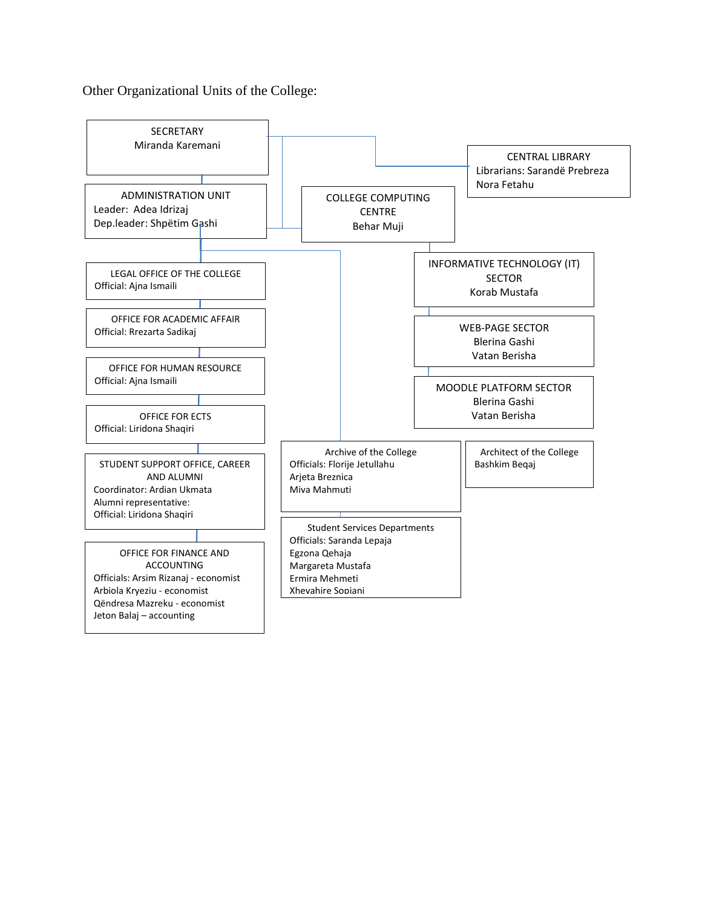Other Organizational Units of the College:

SECRETARY
Miranda Karemani

ADMINISTRATION UNIT
Leader: Adea Idrizaj
Dep.leader: Shpëtim Gashi

CENTRAL LIBRARY
Librarians: Sarandë Prebreza
Nora Fetahu

COLLEGE COMPUTING CENTRE
Behar Muji

LEGAL OFFICE OF THE COLLEGE
Official: Ajna Ismaili

OFFICE FOR ACADEMIC AFFAIR
Official: Rrezarta Sadikaj

OFFICE FOR HUMAN RESOURCE
Official: Ajna Ismaili

OFFICE FOR ECTS
Official: Liridona Shaqiri

STUDENT SUPPORT OFFICE, CAREER AND ALUMNI
Coordinator: Ardian Ukmata
Alumni representative:
Official: Liridona Shaqiri

OFFICE FOR FINANCE AND ACCOUNTING
Officials: Arsim Rizanaj - economist
Arbiola Kryeziu - economist
Qëndresa Mazreku - economist
Jeton Balaj – accounting

INFORMATIVE TECHNOLOGY (IT) SECTOR
Korab Mustafa

WEB-PAGE SECTOR
Blerina Gashi
Vatan Berisha

MOODLE PLATFORM SECTOR
Blerina Gashi
Vatan Berisha

Archive of the College
Officials: Florije Jetullahu
Arjeta Breznica
Miva Mahmuti

Architect of the College
Bashkim Beqaj

Student Services Departments
Officials: Saranda Lepaja
Egzona Qehaja
Margareta Mustafa
Ermira Mehmeti
Xhevahire Sopiani